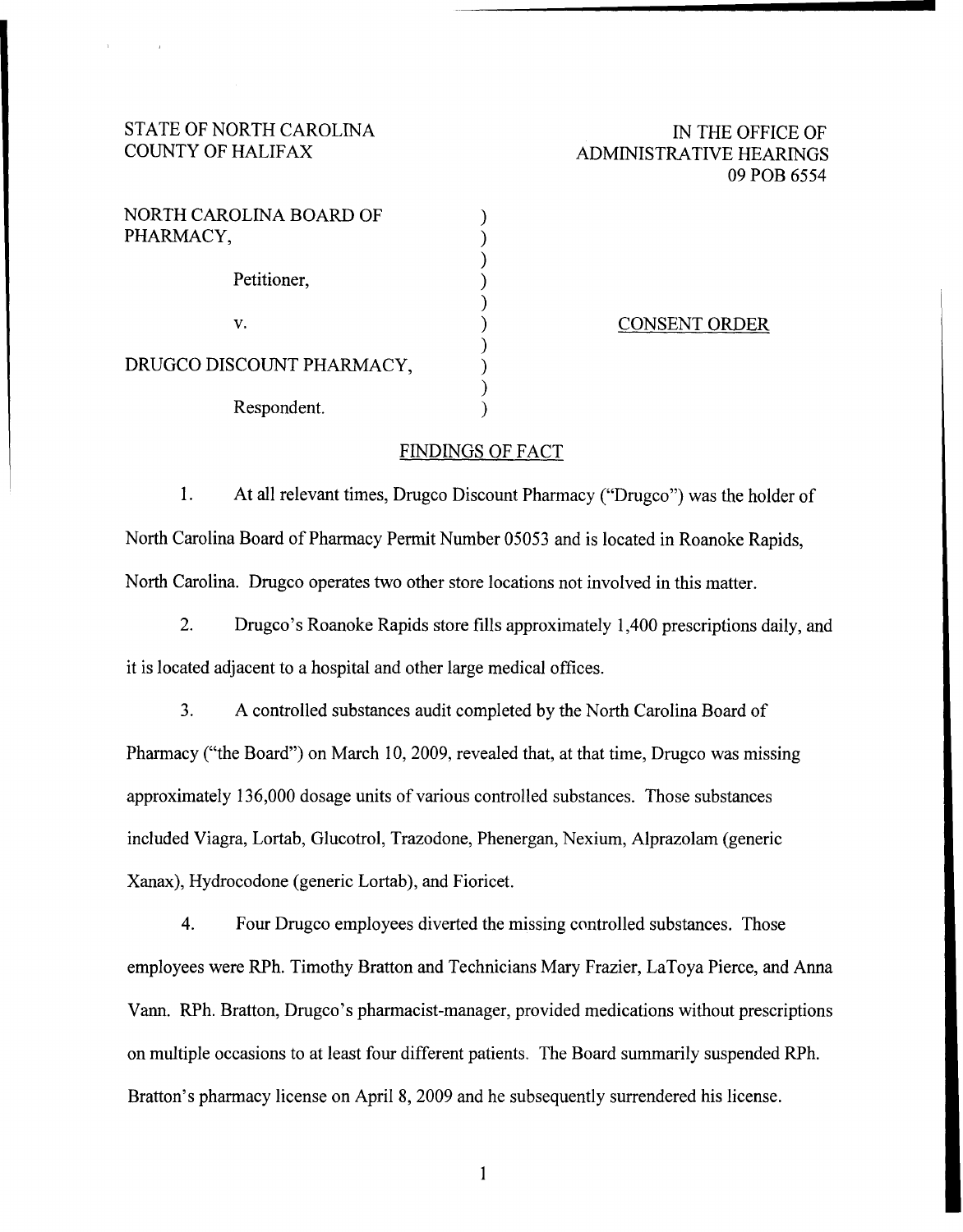STATE OF NORTH CAROLINA
COUNTY OF HALIFAX

IN THE OFFICE OF
ADMINISTRATIVE HEARINGS
09 POB 6554

NORTH CAROLINA BOARD OF PHARMACY,

Petitioner,

v.

DRUGCO DISCOUNT PHARMACY,

Respondent.

CONSENT ORDER

## FINDINGS OF FACT

1. At all relevant times, Drugco Discount Pharmacy ("Drugco") was the holder of North Carolina Board of Pharmacy Permit Number 05053 and is located in Roanoke Rapids, North Carolina. Drugco operates two other store locations not involved in this matter.

2. Drugco's Roanoke Rapids store fills approximately 1,400 prescriptions daily, and it is located adjacent to a hospital and other large medical offices.

3. A controlled substances audit completed by the North Carolina Board of Pharmacy ("the Board") on March 10, 2009, revealed that, at that time, Drugco was missing approximately 136,000 dosage units of various controlled substances. Those substances included Viagra, Lortab, Glucotrol, Trazodone, Phenergan, Nexium, Alprazolam (generic Xanax), Hydrocodone (generic Lortab), and Fioricet.

4. Four Drugco employees diverted the missing controlled substances. Those employees were RPh. Timothy Bratton and Technicians Mary Frazier, LaToya Pierce, and Anna Vann. RPh. Bratton, Drugco's pharmacist-manager, provided medications without prescriptions on multiple occasions to at least four different patients. The Board summarily suspended RPh. Bratton's pharmacy license on April 8, 2009 and he subsequently surrendered his license.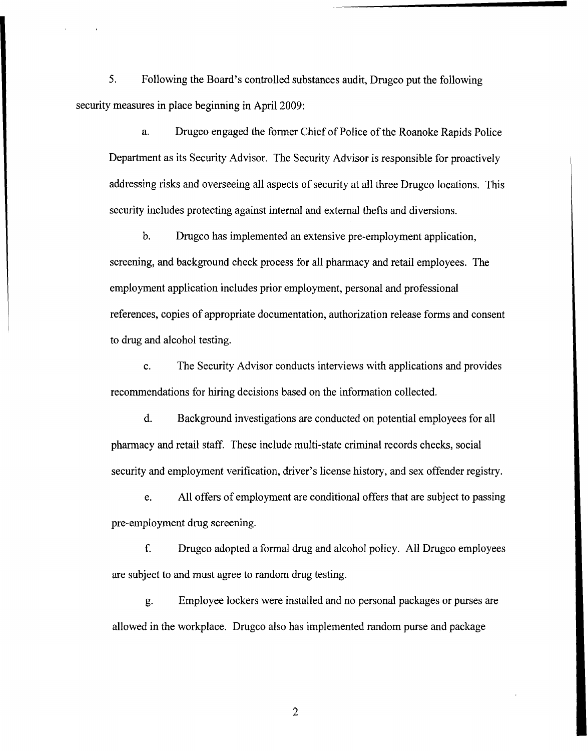5. Following the Board's controlled substances audit, Drugco put the following security measures in place beginning in April 2009:

  a. Drugco engaged the former Chief of Police of the Roanoke Rapids Police Department as its Security Advisor. The Security Advisor is responsible for proactively addressing risks and overseeing all aspects of security at all three Drugco locations. This security includes protecting against internal and external thefts and diversions.

  b. Drugco has implemented an extensive pre-employment application, screening, and background check process for all pharmacy and retail employees. The employment application includes prior employment, personal and professional references, copies of appropriate documentation, authorization release forms and consent to drug and alcohol testing.

  c. The Security Advisor conducts interviews with applications and provides recommendations for hiring decisions based on the information collected.

  d. Background investigations are conducted on potential employees for all pharmacy and retail staff. These include multi-state criminal records checks, social security and employment verification, driver's license history, and sex offender registry.

  e. All offers of employment are conditional offers that are subject to passing pre-employment drug screening.

  f. Drugco adopted a formal drug and alcohol policy. All Drugco employees are subject to and must agree to random drug testing.

  g. Employee lockers were installed and no personal packages or purses are allowed in the workplace. Drugco also has implemented random purse and package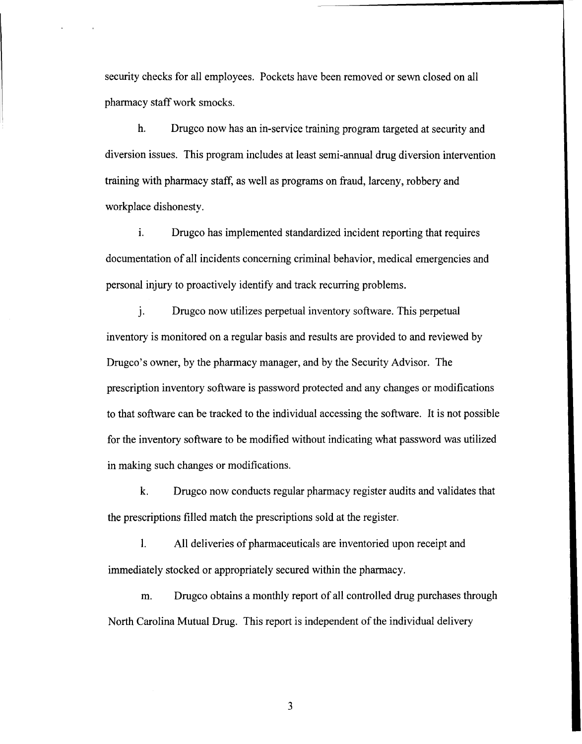security checks for all employees. Pockets have been removed or sewn closed on all pharmacy staff work smocks.

h. Drugco now has an in-service training program targeted at security and diversion issues. This program includes at least semi-annual drug diversion intervention training with pharmacy staff, as well as programs on fraud, larceny, robbery and workplace dishonesty.

i. Drugco has implemented standardized incident reporting that requires documentation of all incidents concerning criminal behavior, medical emergencies and personal injury to proactively identify and track recurring problems.

j. Drugco now utilizes perpetual inventory software. This perpetual inventory is monitored on a regular basis and results are provided to and reviewed by Drugco's owner, by the pharmacy manager, and by the Security Advisor. The prescription inventory software is password protected and any changes or modifications to that software can be tracked to the individual accessing the software. It is not possible for the inventory software to be modified without indicating what password was utilized in making such changes or modifications.

k. Drugco now conducts regular pharmacy register audits and validates that the prescriptions filled match the prescriptions sold at the register.

l. All deliveries of pharmaceuticals are inventoried upon receipt and immediately stocked or appropriately secured within the pharmacy.

m. Drugco obtains a monthly report of all controlled drug purchases through North Carolina Mutual Drug. This report is independent of the individual delivery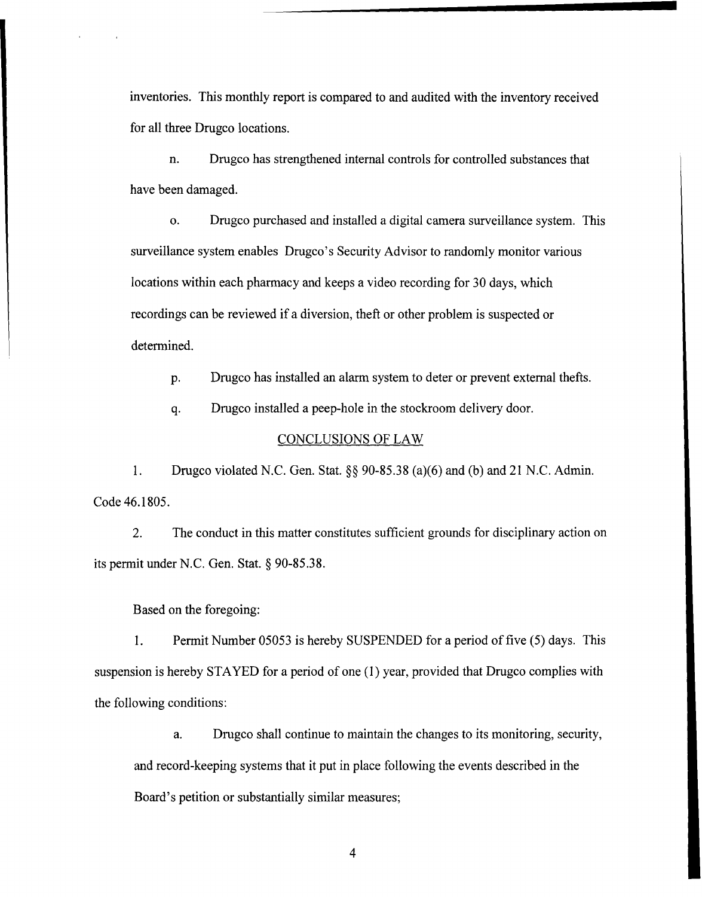inventories. This monthly report is compared to and audited with the inventory received for all three Drugco locations.

n. Drugco has strengthened internal controls for controlled substances that have been damaged.

o. Drugco purchased and installed a digital camera surveillance system. This surveillance system enables Drugco's Security Advisor to randomly monitor various locations within each pharmacy and keeps a video recording for 30 days, which recordings can be reviewed if a diversion, theft or other problem is suspected or determined.

p. Drugco has installed an alarm system to deter or prevent external thefts.

q. Drugco installed a peep-hole in the stockroom delivery door.

## CONCLUSIONS OF LAW

1. Drugco violated N.C. Gen. Stat. §§ 90-85.38 (a)(6) and (b) and 21 N.C. Admin. Code 46.1805.

2. The conduct in this matter constitutes sufficient grounds for disciplinary action on its permit under N.C. Gen. Stat. § 90-85.38.

Based on the foregoing:

1. Permit Number 05053 is hereby SUSPENDED for a period of five (5) days. This suspension is hereby STAYED for a period of one (1) year, provided that Drugco complies with the following conditions:

a. Drugco shall continue to maintain the changes to its monitoring, security, and record-keeping systems that it put in place following the events described in the Board's petition or substantially similar measures;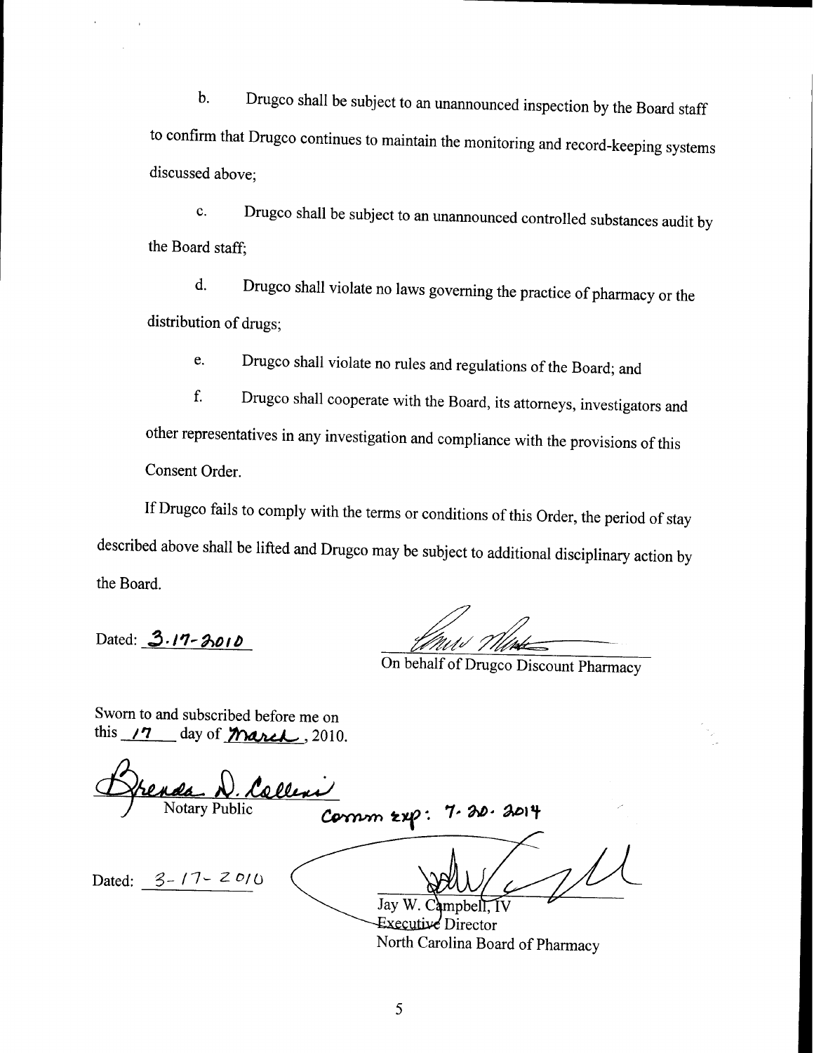b. Drugco shall be subject to an unannounced inspection by the Board staff to confirm that Drugco continues to maintain the monitoring and record-keeping systems discussed above;

c. Drugco shall be subject to an unannounced controlled substances audit by the Board staff;

d. Drugco shall violate no laws governing the practice of pharmacy or the distribution of drugs;

e. Drugco shall violate no rules and regulations of the Board; and

f. Drugco shall cooperate with the Board, its attorneys, investigators and other representatives in any investigation and compliance with the provisions of this Consent Order.

If Drugco fails to comply with the terms or conditions of this Order, the period of stay described above shall be lifted and Drugco may be subject to additional disciplinary action by the Board.

Dated: 3-17-2010

On behalf of Drugco Discount Pharmacy

Sworn to and subscribed before me on this 17 day of March, 2010.

Brenda D. Collins
Notary Public

Comm exp: 7-20-2014

Dated: 3-17-2010

Jay W. Campbell, IV
Executive Director
North Carolina Board of Pharmacy